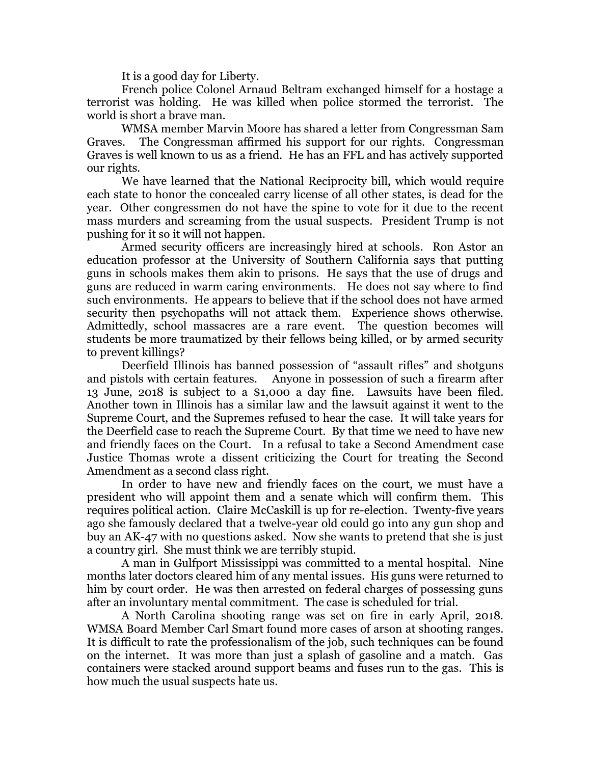It is a good day for Liberty.

French police Colonel Arnaud Beltram exchanged himself for a hostage a terrorist was holding. He was killed when police stormed the terrorist. The world is short a brave man.

WMSA member Marvin Moore has shared a letter from Congressman Sam Graves. The Congressman affirmed his support for our rights. Congressman Graves is well known to us as a friend. He has an FFL and has actively supported our rights.

We have learned that the National Reciprocity bill, which would require each state to honor the concealed carry license of all other states, is dead for the year. Other congressmen do not have the spine to vote for it due to the recent mass murders and screaming from the usual suspects. President Trump is not pushing for it so it will not happen.

Armed security officers are increasingly hired at schools. Ron Astor an education professor at the University of Southern California says that putting guns in schools makes them akin to prisons. He says that the use of drugs and guns are reduced in warm caring environments. He does not say where to find such environments. He appears to believe that if the school does not have armed security then psychopaths will not attack them. Experience shows otherwise. Admittedly, school massacres are a rare event. The question becomes will students be more traumatized by their fellows being killed, or by armed security to prevent killings?

Deerfield Illinois has banned possession of "assault rifles" and shotguns and pistols with certain features. Anyone in possession of such a firearm after 13 June, 2018 is subject to a $1,000 a day fine. Lawsuits have been filed. Another town in Illinois has a similar law and the lawsuit against it went to the Supreme Court, and the Supremes refused to hear the case. It will take years for the Deerfield case to reach the Supreme Court. By that time we need to have new and friendly faces on the Court. In a refusal to take a Second Amendment case Justice Thomas wrote a dissent criticizing the Court for treating the Second Amendment as a second class right.

In order to have new and friendly faces on the court, we must have a president who will appoint them and a senate which will confirm them. This requires political action. Claire McCaskill is up for re-election. Twenty-five years ago she famously declared that a twelve-year old could go into any gun shop and buy an AK-47 with no questions asked. Now she wants to pretend that she is just a country girl. She must think we are terribly stupid.

A man in Gulfport Mississippi was committed to a mental hospital. Nine months later doctors cleared him of any mental issues. His guns were returned to him by court order. He was then arrested on federal charges of possessing guns after an involuntary mental commitment. The case is scheduled for trial.

A North Carolina shooting range was set on fire in early April, 2018. WMSA Board Member Carl Smart found more cases of arson at shooting ranges. It is difficult to rate the professionalism of the job, such techniques can be found on the internet. It was more than just a splash of gasoline and a match. Gas containers were stacked around support beams and fuses run to the gas. This is how much the usual suspects hate us.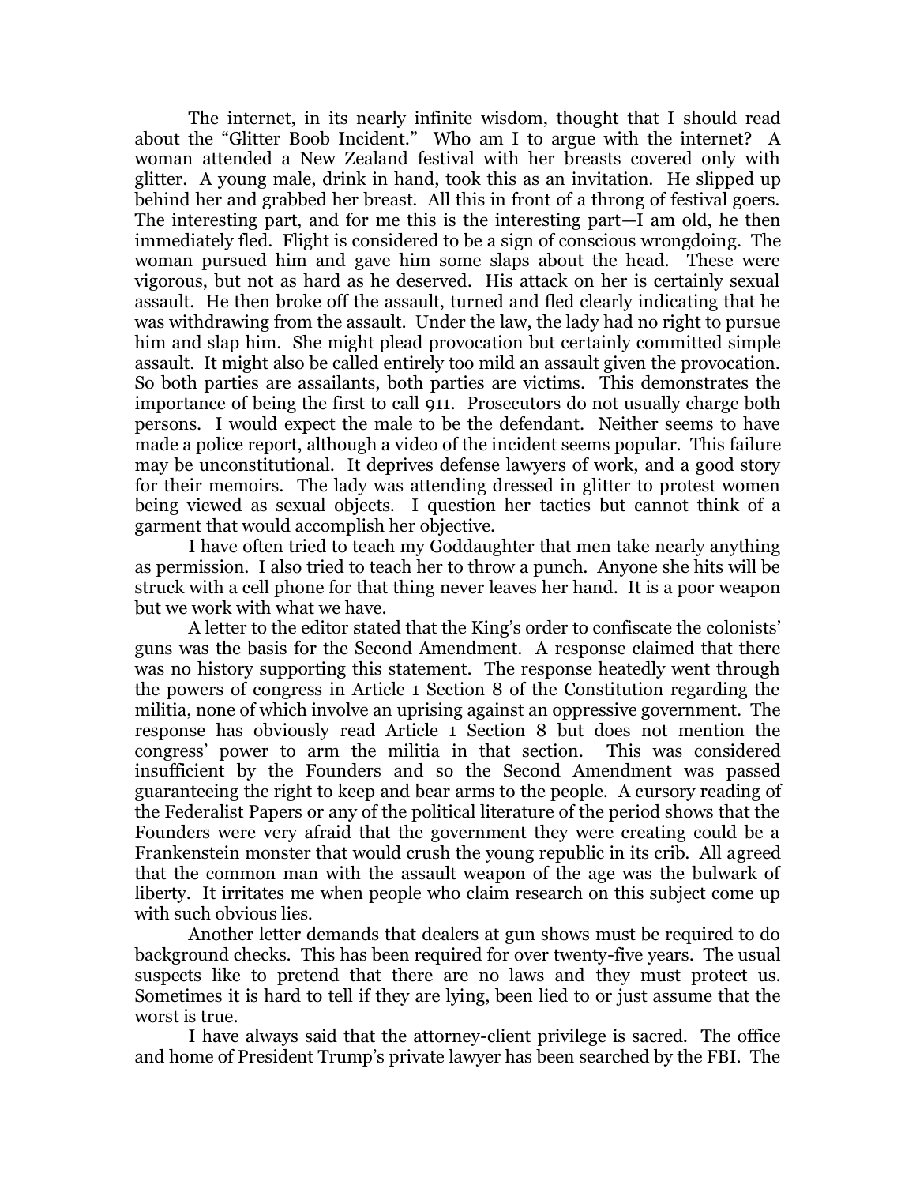The internet, in its nearly infinite wisdom, thought that I should read about the "Glitter Boob Incident." Who am I to argue with the internet? A woman attended a New Zealand festival with her breasts covered only with glitter. A young male, drink in hand, took this as an invitation. He slipped up behind her and grabbed her breast. All this in front of a throng of festival goers. The interesting part, and for me this is the interesting part—I am old, he then immediately fled. Flight is considered to be a sign of conscious wrongdoing. The woman pursued him and gave him some slaps about the head. These were vigorous, but not as hard as he deserved. His attack on her is certainly sexual assault. He then broke off the assault, turned and fled clearly indicating that he was withdrawing from the assault. Under the law, the lady had no right to pursue him and slap him. She might plead provocation but certainly committed simple assault. It might also be called entirely too mild an assault given the provocation. So both parties are assailants, both parties are victims. This demonstrates the importance of being the first to call 911. Prosecutors do not usually charge both persons. I would expect the male to be the defendant. Neither seems to have made a police report, although a video of the incident seems popular. This failure may be unconstitutional. It deprives defense lawyers of work, and a good story for their memoirs. The lady was attending dressed in glitter to protest women being viewed as sexual objects. I question her tactics but cannot think of a garment that would accomplish her objective.

I have often tried to teach my Goddaughter that men take nearly anything as permission. I also tried to teach her to throw a punch. Anyone she hits will be struck with a cell phone for that thing never leaves her hand. It is a poor weapon but we work with what we have.

A letter to the editor stated that the King's order to confiscate the colonists' guns was the basis for the Second Amendment. A response claimed that there was no history supporting this statement. The response heatedly went through the powers of congress in Article 1 Section 8 of the Constitution regarding the militia, none of which involve an uprising against an oppressive government. The response has obviously read Article 1 Section 8 but does not mention the congress' power to arm the militia in that section. This was considered insufficient by the Founders and so the Second Amendment was passed guaranteeing the right to keep and bear arms to the people. A cursory reading of the Federalist Papers or any of the political literature of the period shows that the Founders were very afraid that the government they were creating could be a Frankenstein monster that would crush the young republic in its crib. All agreed that the common man with the assault weapon of the age was the bulwark of liberty. It irritates me when people who claim research on this subject come up with such obvious lies.

Another letter demands that dealers at gun shows must be required to do background checks. This has been required for over twenty-five years. The usual suspects like to pretend that there are no laws and they must protect us. Sometimes it is hard to tell if they are lying, been lied to or just assume that the worst is true.

I have always said that the attorney-client privilege is sacred. The office and home of President Trump's private lawyer has been searched by the FBI. The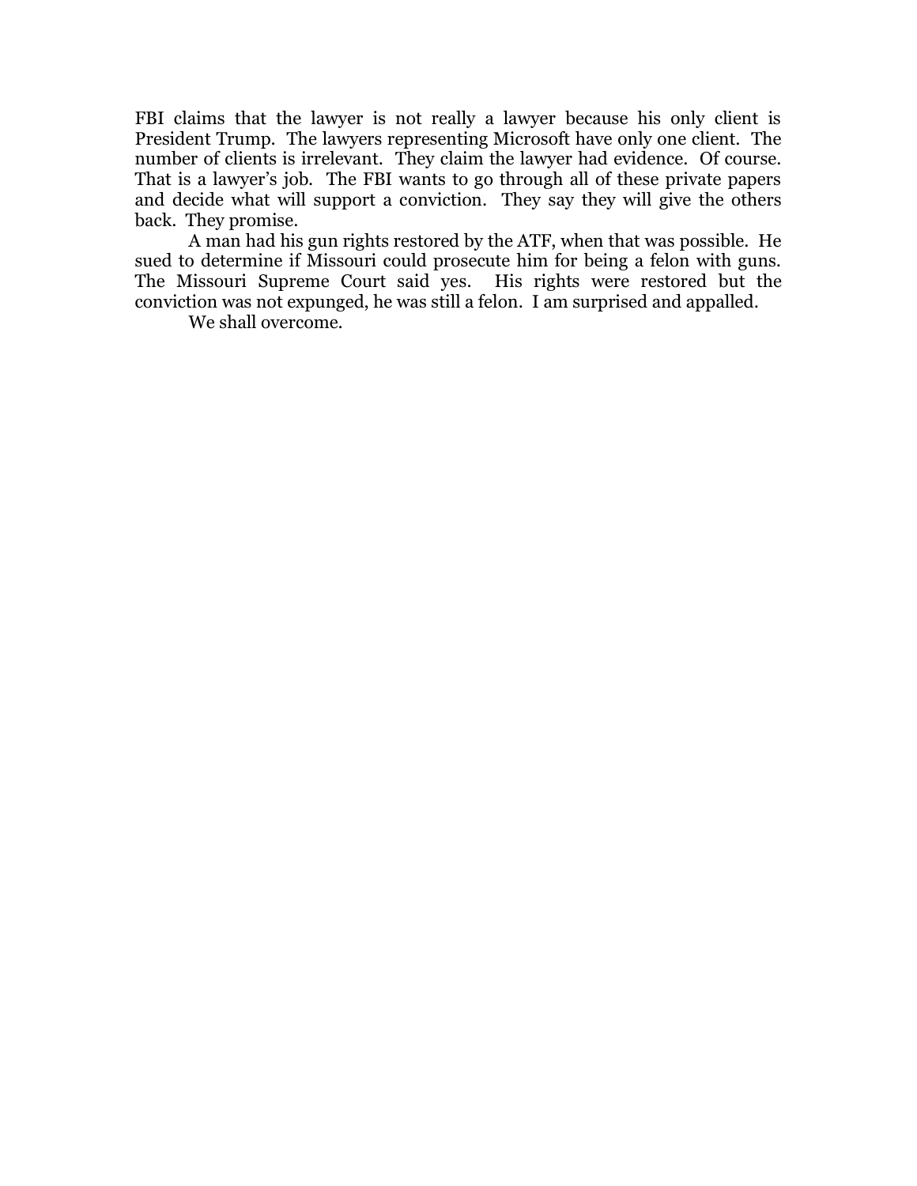FBI claims that the lawyer is not really a lawyer because his only client is President Trump. The lawyers representing Microsoft have only one client. The number of clients is irrelevant. They claim the lawyer had evidence. Of course. That is a lawyer's job. The FBI wants to go through all of these private papers and decide what will support a conviction. They say they will give the others back. They promise.

A man had his gun rights restored by the ATF, when that was possible. He sued to determine if Missouri could prosecute him for being a felon with guns. The Missouri Supreme Court said yes. His rights were restored but the conviction was not expunged, he was still a felon. I am surprised and appalled.

We shall overcome.